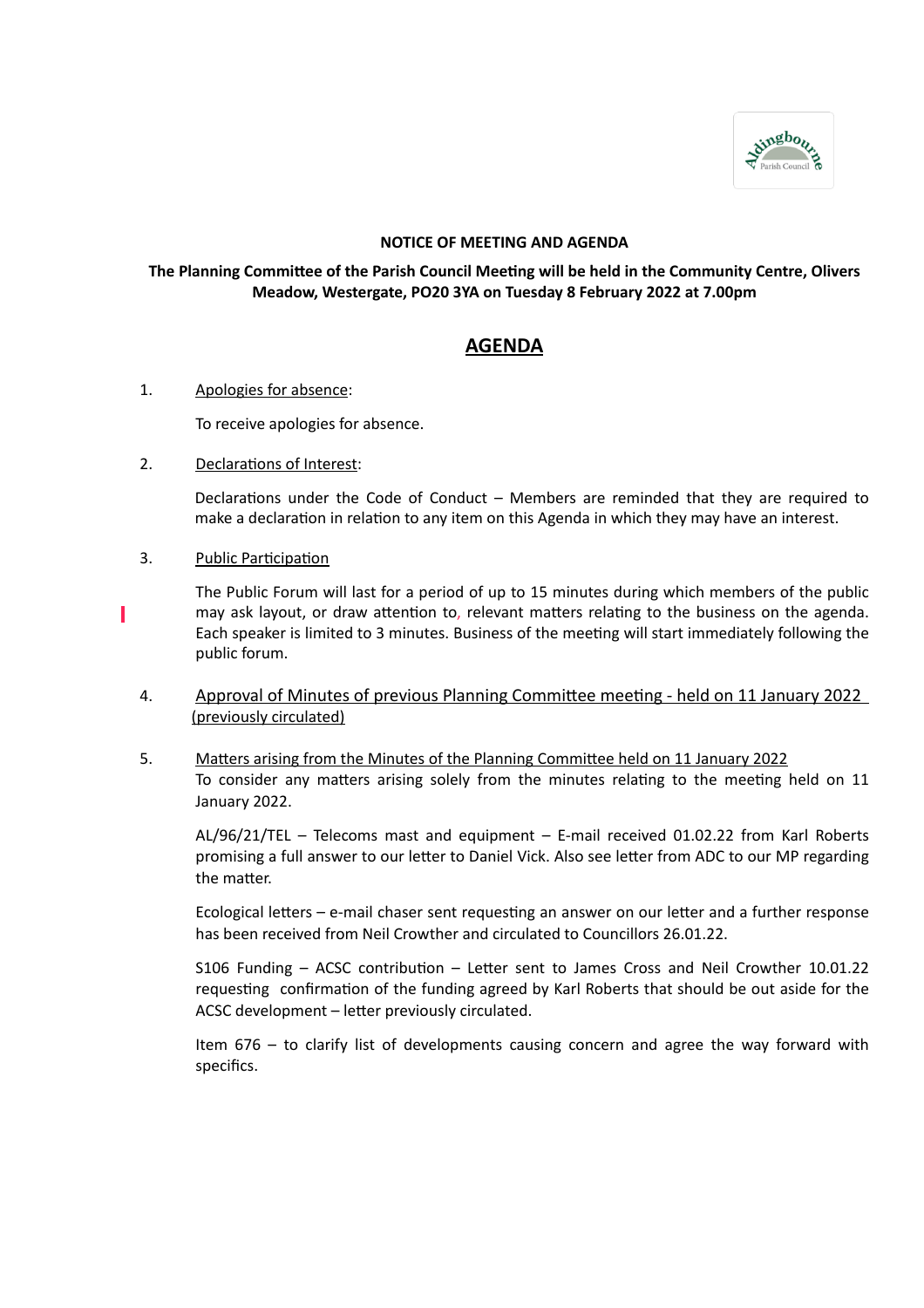**NOTICE OF MEETING AND AGENDA**

**The Planning Committee of the Parish Council Meeting will be held in the Community Centre, Olivers Meadow, Westergate, PO20 3YA on Tuesday 8 February 2022 at 7.00pm**

# AGENDA

1. Apologies for absence:

   To receive apologies for absence.

2. Declarations of Interest:

   Declarations under the Code of Conduct – Members are reminded that they are required to make a declaration in relation to any item on this Agenda in which they may have an interest.

3. Public Participation

   The Public Forum will last for a period of up to 15 minutes during which members of the public may ask layout, or draw attention to, relevant matters relating to the business on the agenda. Each speaker is limited to 3 minutes. Business of the meeting will start immediately following the public forum.

4. Approval of Minutes of previous Planning Committee meeting - held on 11 January 2022 (previously circulated)

5. Matters arising from the Minutes of the Planning Committee held on 11 January 2022

   To consider any matters arising solely from the minutes relating to the meeting held on 11 January 2022.

   AL/96/21/TEL – Telecoms mast and equipment – E-mail received 01.02.22 from Karl Roberts promising a full answer to our letter to Daniel Vick. Also see letter from ADC to our MP regarding the matter.

   Ecological letters – e-mail chaser sent requesting an answer on our letter and a further response has been received from Neil Crowther and circulated to Councillors 26.01.22.

   S106 Funding – ACSC contribution – Letter sent to James Cross and Neil Crowther 10.01.22 requesting confirmation of the funding agreed by Karl Roberts that should be out aside for the ACSC development – letter previously circulated.

   Item 676 – to clarify list of developments causing concern and agree the way forward with specifics.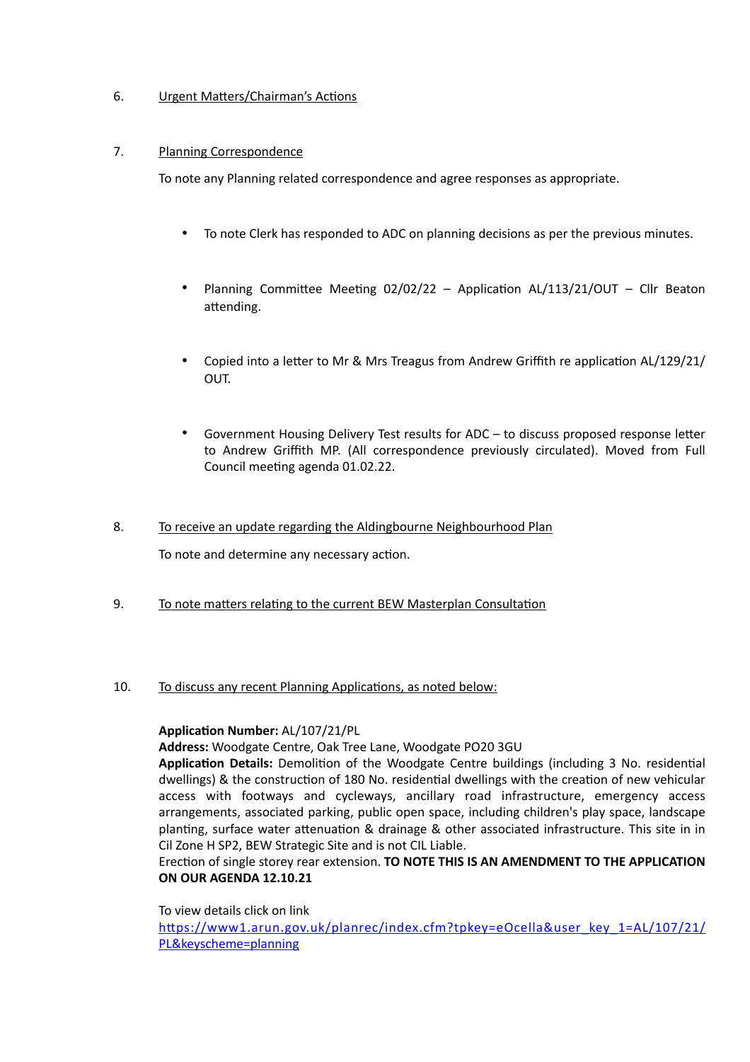6. Urgent Matters/Chairman's Actions

7. Planning Correspondence

To note any Planning related correspondence and agree responses as appropriate.

- To note Clerk has responded to ADC on planning decisions as per the previous minutes.
- Planning Committee Meeting 02/02/22 – Application AL/113/21/OUT – Cllr Beaton attending.
- Copied into a letter to Mr & Mrs Treagus from Andrew Griffith re application AL/129/21/OUT.
- Government Housing Delivery Test results for ADC – to discuss proposed response letter to Andrew Griffith MP. (All correspondence previously circulated). Moved from Full Council meeting agenda 01.02.22.

8. To receive an update regarding the Aldingbourne Neighbourhood Plan

To note and determine any necessary action.

9. To note matters relating to the current BEW Masterplan Consultation

10. To discuss any recent Planning Applications, as noted below:

**Application Number:** AL/107/21/PL
**Address:** Woodgate Centre, Oak Tree Lane, Woodgate PO20 3GU
**Application Details:** Demolition of the Woodgate Centre buildings (including 3 No. residential dwellings) & the construction of 180 No. residential dwellings with the creation of new vehicular access with footways and cycleways, ancillary road infrastructure, emergency access arrangements, associated parking, public open space, including children's play space, landscape planting, surface water attenuation & drainage & other associated infrastructure. This site in in Cil Zone H SP2, BEW Strategic Site and is not CIL Liable.
Erection of single storey rear extension. **TO NOTE THIS IS AN AMENDMENT TO THE APPLICATION ON OUR AGENDA 12.10.21**

To view details click on link
https://www1.arun.gov.uk/planrec/index.cfm?tpkey=eOcella&user_key_1=AL/107/21/PL&keyscheme=planning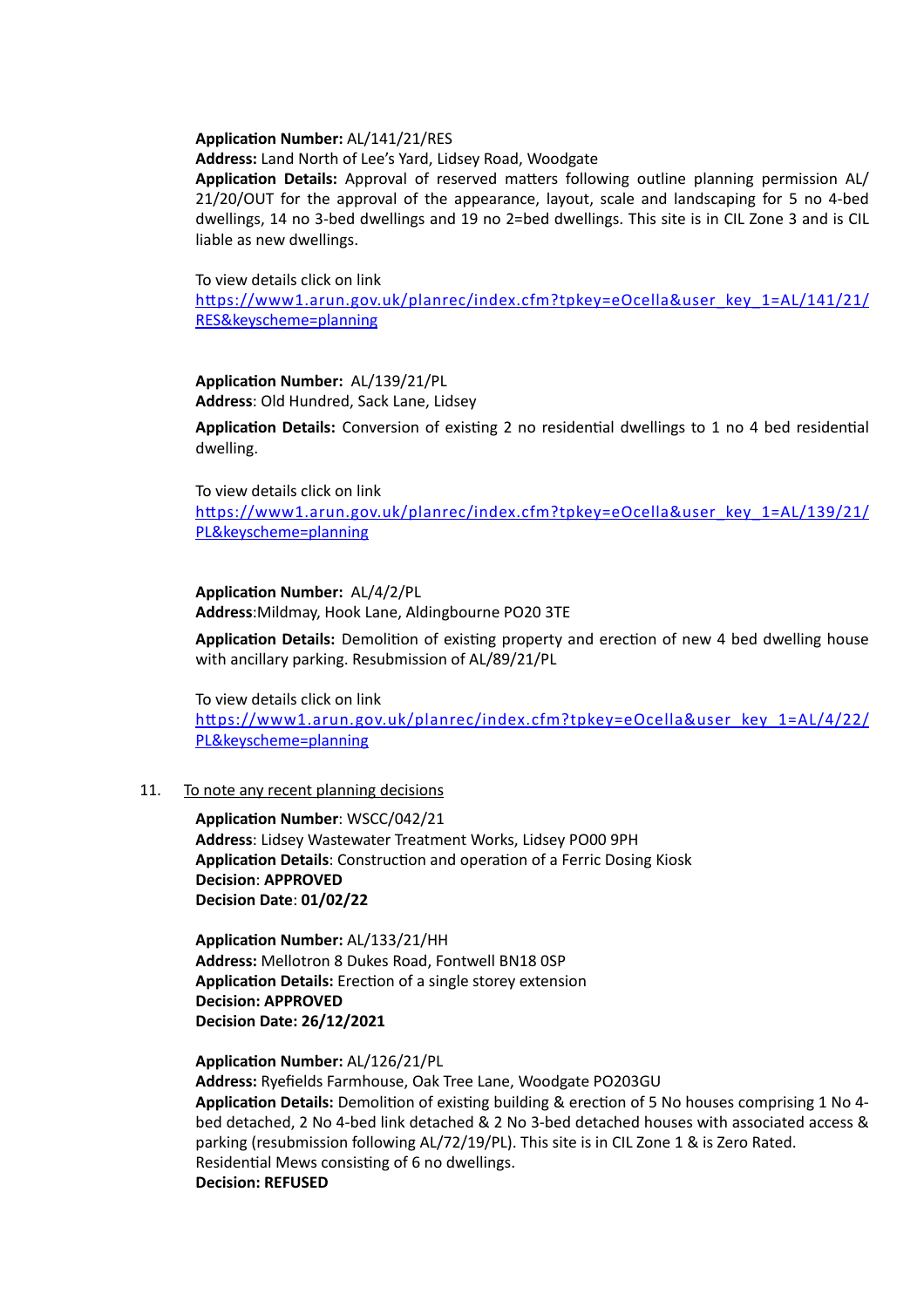**Application Number:** AL/141/21/RES
**Address:** Land North of Lee's Yard, Lidsey Road, Woodgate
**Application Details:** Approval of reserved matters following outline planning permission AL/21/20/OUT for the approval of the appearance, layout, scale and landscaping for 5 no 4-bed dwellings, 14 no 3-bed dwellings and 19 no 2=bed dwellings. This site is in CIL Zone 3 and is CIL liable as new dwellings.

To view details click on link
[https://www1.arun.gov.uk/planrec/index.cfm?tpkey=eOcella&user_key_1=AL/141/21/RES&keyscheme=planning](https://www1.arun.gov.uk/planrec/index.cfm?tpkey=eOcella&user_key_1=AL/141/21/RES&keyscheme=planning)

**Application Number:** AL/139/21/PL
**Address**: Old Hundred, Sack Lane, Lidsey

**Application Details:** Conversion of existing 2 no residential dwellings to 1 no 4 bed residential dwelling.

To view details click on link
[https://www1.arun.gov.uk/planrec/index.cfm?tpkey=eOcella&user_key_1=AL/139/21/PL&keyscheme=planning](https://www1.arun.gov.uk/planrec/index.cfm?tpkey=eOcella&user_key_1=AL/139/21/PL&keyscheme=planning)

**Application Number:** AL/4/2/PL
**Address**:Mildmay, Hook Lane, Aldingbourne PO20 3TE

**Application Details:** Demolition of existing property and erection of new 4 bed dwelling house with ancillary parking. Resubmission of AL/89/21/PL

To view details click on link
[https://www1.arun.gov.uk/planrec/index.cfm?tpkey=eOcella&user_key_1=AL/4/22/PL&keyscheme=planning](https://www1.arun.gov.uk/planrec/index.cfm?tpkey=eOcella&user_key_1=AL/4/22/PL&keyscheme=planning)

11. To note any recent planning decisions

**Application Number**: WSCC/042/21
**Address**: Lidsey Wastewater Treatment Works, Lidsey PO00 9PH
**Application Details**: Construction and operation of a Ferric Dosing Kiosk
**Decision**: **APPROVED**
**Decision Date**: **01/02/22**

**Application Number:** AL/133/21/HH
**Address:** Mellotron 8 Dukes Road, Fontwell BN18 0SP
**Application Details:** Erection of a single storey extension
**Decision: APPROVED**
**Decision Date: 26/12/2021**

**Application Number:** AL/126/21/PL
**Address:** Ryefields Farmhouse, Oak Tree Lane, Woodgate PO203GU
**Application Details:** Demolition of existing building & erection of 5 No houses comprising 1 No 4-bed detached, 2 No 4-bed link detached & 2 No 3-bed detached houses with associated access & parking (resubmission following AL/72/19/PL). This site is in CIL Zone 1 & is Zero Rated. Residential Mews consisting of 6 no dwellings.
**Decision: REFUSED**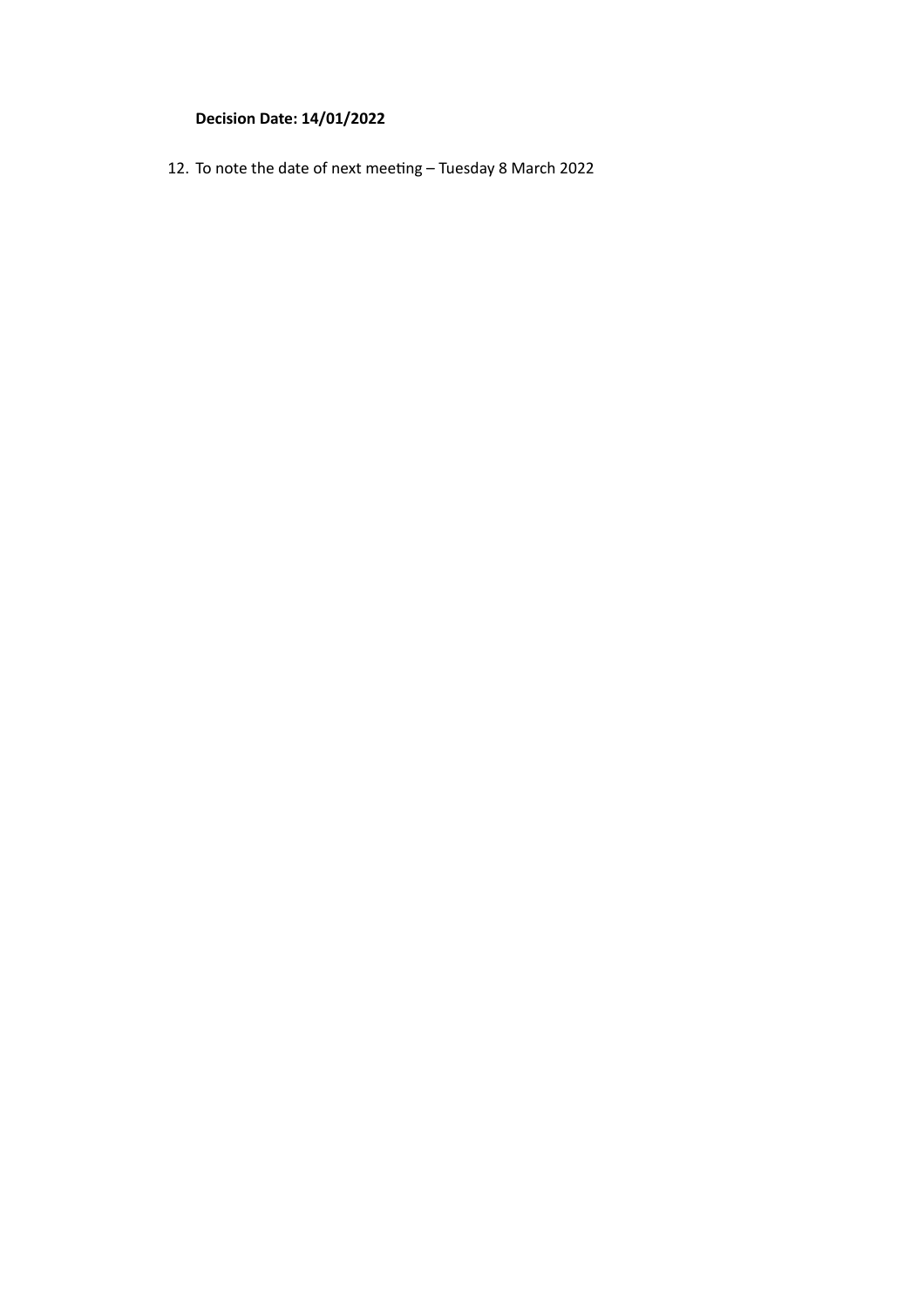**Decision Date: 14/01/2022**

12. To note the date of next meeting – Tuesday 8 March 2022